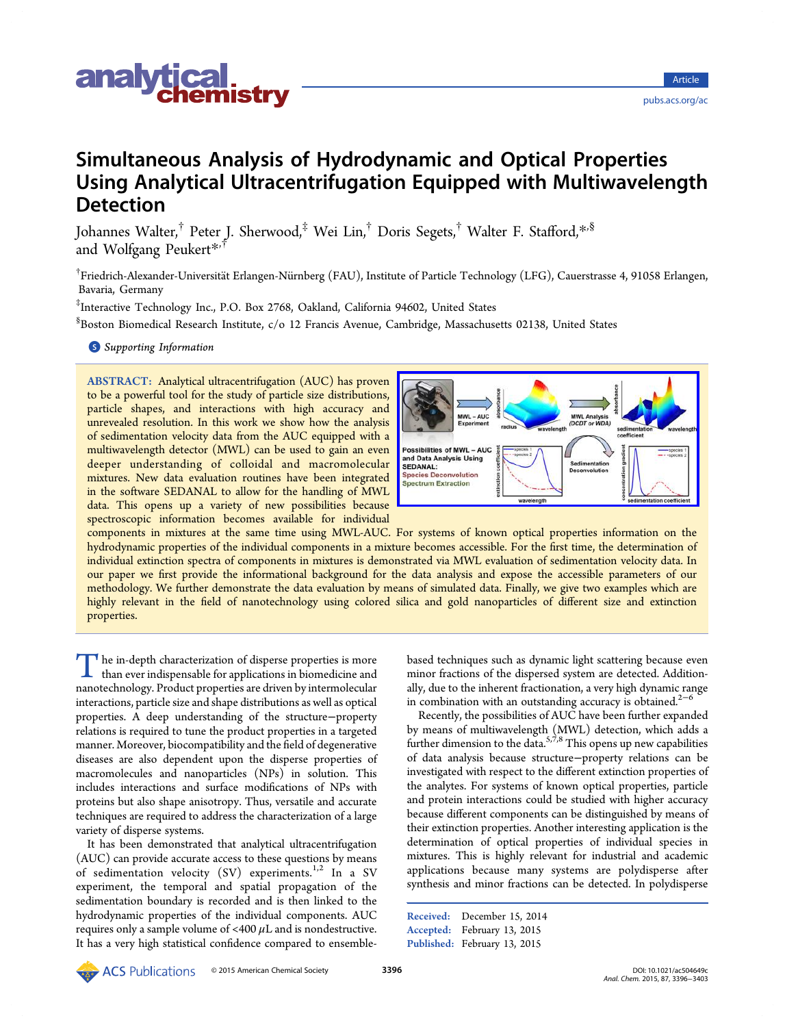# Simultaneous Analysis of Hydrodynamic and Optical Properties Using Analytical Ultracentrifugation Equipped with Multiwavelength Detection

Johannes Walter,[†] Peter J. Sherwood,[‡] Wei Lin,[†] Doris Segets,[†] Walter F. Stafford,[*,§] and Wolfgang Peukert[*,†]

[†]Friedrich-Alexander-Universität Erlangen-Nürnberg (FAU), Institute of Particle Technology (LFG), Cauerstrasse 4, 91058 Erlangen, Bavaria, Germany

[‡]Interactive Technology Inc., P.O. Box 2768, Oakland, California 94602, United States

[§]Boston Biomedical Research Institute, c/o 12 Francis Avenue, Cambridge, Massachusetts 02138, United States

*S* Supporting Information

**ABSTRACT:** Analytical ultracentrifugation (AUC) has proven to be a powerful tool for the study of particle size distributions, particle shapes, and interactions with high accuracy and unrevealed resolution. In this work we show how the analysis of sedimentation velocity data from the AUC equipped with a multiwavelength detector (MWL) can be used to gain an even deeper understanding of colloidal and macromolecular mixtures. New data evaluation routines have been integrated in the software SEDANAL to allow for the handling of MWL data. This opens up a variety of new possibilities because spectroscopic information becomes available for individual components in mixtures at the same time using MWL-AUC. For systems of known optical properties information on the hydrodynamic properties of the individual components in a mixture becomes accessible. For the first time, the determination of individual extinction spectra of components in mixtures is demonstrated via MWL evaluation of sedimentation velocity data. In our paper we first provide the informational background for the data analysis and expose the accessible parameters of our methodology. We further demonstrate the data evaluation by means of simulated data. Finally, we give two examples which are highly relevant in the field of nanotechnology using colored silica and gold nanoparticles of different size and extinction properties.

The in-depth characterization of disperse properties is more than ever indispensable for applications in biomedicine and nanotechnology. Product properties are driven by intermolecular interactions, particle size and shape distributions as well as optical properties. A deep understanding of the structure−property relations is required to tune the product properties in a targeted manner. Moreover, biocompatibility and the field of degenerative diseases are also dependent upon the disperse properties of macromolecules and nanoparticles (NPs) in solution. This includes interactions and surface modifications of NPs with proteins but also shape anisotropy. Thus, versatile and accurate techniques are required to address the characterization of a large variety of disperse systems.

It has been demonstrated that analytical ultracentrifugation (AUC) can provide accurate access to these questions by means of sedimentation velocity (SV) experiments.[1,2] In a SV experiment, the temporal and spatial propagation of the sedimentation boundary is recorded and is then linked to the hydrodynamic properties of the individual components. AUC requires only a sample volume of <400 $\mu$L and is nondestructive. It has a very high statistical confidence compared to ensemble-based techniques such as dynamic light scattering because even minor fractions of the dispersed system are detected. Additionally, due to the inherent fractionation, a very high dynamic range in combination with an outstanding accuracy is obtained.[2−6]

Recently, the possibilities of AUC have been further expanded by means of multiwavelength (MWL) detection, which adds a further dimension to the data.[5,7,8] This opens up new capabilities of data analysis because structure−property relations can be investigated with respect to the different extinction properties of the analytes. For systems of known optical properties, particle and protein interactions could be studied with higher accuracy because different components can be distinguished by means of their extinction properties. Another interesting application is the determination of optical properties of individual species in mixtures. This is highly relevant for industrial and academic applications because many systems are polydisperse after synthesis and minor fractions can be detected. In polydisperse

Received: December 15, 2014
Accepted: February 13, 2015
Published: February 13, 2015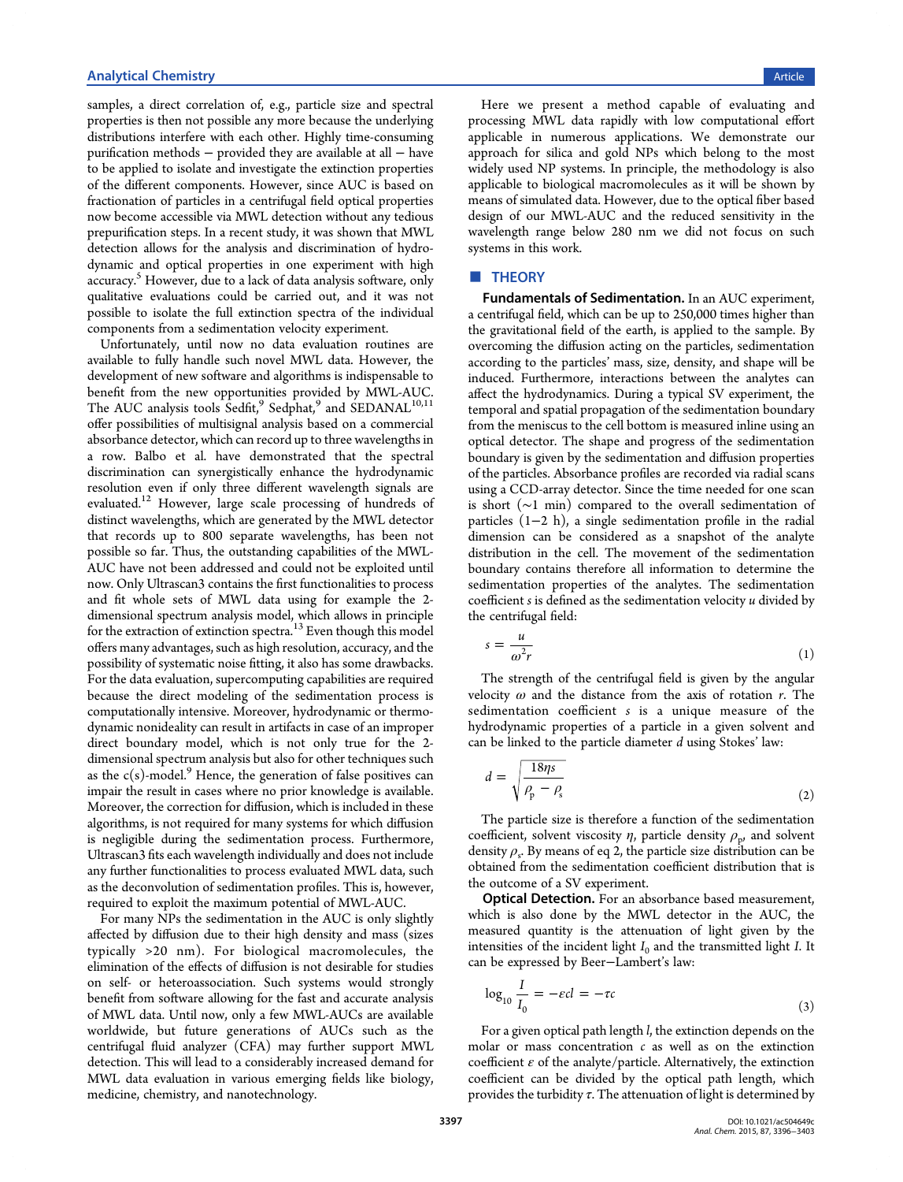samples, a direct correlation of, e.g., particle size and spectral properties is then not possible any more because the underlying distributions interfere with each other. Highly time-consuming purification methods − provided they are available at all − have to be applied to isolate and investigate the extinction properties of the different components. However, since AUC is based on fractionation of particles in a centrifugal field optical properties now become accessible via MWL detection without any tedious prepurification steps. In a recent study, it was shown that MWL detection allows for the analysis and discrimination of hydrodynamic and optical properties in one experiment with high accuracy.[5] However, due to a lack of data analysis software, only qualitative evaluations could be carried out, and it was not possible to isolate the full extinction spectra of the individual components from a sedimentation velocity experiment.

Unfortunately, until now no data evaluation routines are available to fully handle such novel MWL data. However, the development of new software and algorithms is indispensable to benefit from the new opportunities provided by MWL-AUC. The AUC analysis tools Sedfit,[9] Sedphat,[9] and SEDANAL[10,11] offer possibilities of multisignal analysis based on a commercial absorbance detector, which can record up to three wavelengths in a row. Balbo et al. have demonstrated that the spectral discrimination can synergistically enhance the hydrodynamic resolution even if only three different wavelength signals are evaluated.[12] However, large scale processing of hundreds of distinct wavelengths, which are generated by the MWL detector that records up to 800 separate wavelengths, has been not possible so far. Thus, the outstanding capabilities of the MWL-AUC have not been addressed and could not be exploited until now. Only Ultrascan3 contains the first functionalities to process and fit whole sets of MWL data using for example the 2-dimensional spectrum analysis model, which allows in principle for the extraction of extinction spectra.[13] Even though this model offers many advantages, such as high resolution, accuracy, and the possibility of systematic noise fitting, it also has some drawbacks. For the data evaluation, supercomputing capabilities are required because the direct modeling of the sedimentation process is computationally intensive. Moreover, hydrodynamic or thermodynamic nonideality can result in artifacts in case of an improper direct boundary model, which is not only true for the 2-dimensional spectrum analysis but also for other techniques such as the c(s)-model.[9] Hence, the generation of false positives can impair the result in cases where no prior knowledge is available. Moreover, the correction for diffusion, which is included in these algorithms, is not required for many systems for which diffusion is negligible during the sedimentation process. Furthermore, Ultrascan3 fits each wavelength individually and does not include any further functionalities to process evaluated MWL data, such as the deconvolution of sedimentation profiles. This is, however, required to exploit the maximum potential of MWL-AUC.

For many NPs the sedimentation in the AUC is only slightly affected by diffusion due to their high density and mass (sizes typically >20 nm). For biological macromolecules, the elimination of the effects of diffusion is not desirable for studies on self- or heteroassociation. Such systems would strongly benefit from software allowing for the fast and accurate analysis of MWL data. Until now, only a few MWL-AUCs are available worldwide, but future generations of AUCs such as the centrifugal fluid analyzer (CFA) may further support MWL detection. This will lead to a considerably increased demand for MWL data evaluation in various emerging fields like biology, medicine, chemistry, and nanotechnology.

Here we present a method capable of evaluating and processing MWL data rapidly with low computational effort applicable in numerous applications. We demonstrate our approach for silica and gold NPs which belong to the most widely used NP systems. In principle, the methodology is also applicable to biological macromolecules as it will be shown by means of simulated data. However, due to the optical fiber based design of our MWL-AUC and the reduced sensitivity in the wavelength range below 280 nm we did not focus on such systems in this work.

## THEORY

**Fundamentals of Sedimentation.** In an AUC experiment, a centrifugal field, which can be up to 250,000 times higher than the gravitational field of the earth, is applied to the sample. By overcoming the diffusion acting on the particles, sedimentation according to the particles' mass, size, density, and shape will be induced. Furthermore, interactions between the analytes can affect the hydrodynamics. During a typical SV experiment, the temporal and spatial propagation of the sedimentation boundary from the meniscus to the cell bottom is measured inline using an optical detector. The shape and progress of the sedimentation boundary is given by the sedimentation and diffusion properties of the particles. Absorbance profiles are recorded via radial scans using a CCD-array detector. Since the time needed for one scan is short (~1 min) compared to the overall sedimentation of particles (1−2 h), a single sedimentation profile in the radial dimension can be considered as a snapshot of the analyte distribution in the cell. The movement of the sedimentation boundary contains therefore all information to determine the sedimentation properties of the analytes. The sedimentation coefficient $s$ is defined as the sedimentation velocity $u$ divided by the centrifugal field:

$$s = \frac{u}{\omega^2 r} \tag{1}$$

The strength of the centrifugal field is given by the angular velocity $\omega$ and the distance from the axis of rotation $r$. The sedimentation coefficient $s$ is a unique measure of the hydrodynamic properties of a particle in a given solvent and can be linked to the particle diameter $d$ using Stokes' law:

$$d = \sqrt{\frac{18\eta s}{\rho_p - \rho_s}} \tag{2}$$

The particle size is therefore a function of the sedimentation coefficient, solvent viscosity $\eta$, particle density $\rho_p$, and solvent density $\rho_s$. By means of eq 2, the particle size distribution can be obtained from the sedimentation coefficient distribution that is the outcome of a SV experiment.

**Optical Detection.** For an absorbance based measurement, which is also done by the MWL detector in the AUC, the measured quantity is the attenuation of light given by the intensities of the incident light $I_0$ and the transmitted light $I$. It can be expressed by Beer−Lambert's law:

$$\log_{10} \frac{I}{I_0} = -\varepsilon c l = -\tau c \tag{3}$$

For a given optical path length $l$, the extinction depends on the molar or mass concentration $c$ as well as on the extinction coefficient $\varepsilon$ of the analyte/particle. Alternatively, the extinction coefficient can be divided by the optical path length, which provides the turbidity $\tau$. The attenuation of light is determined by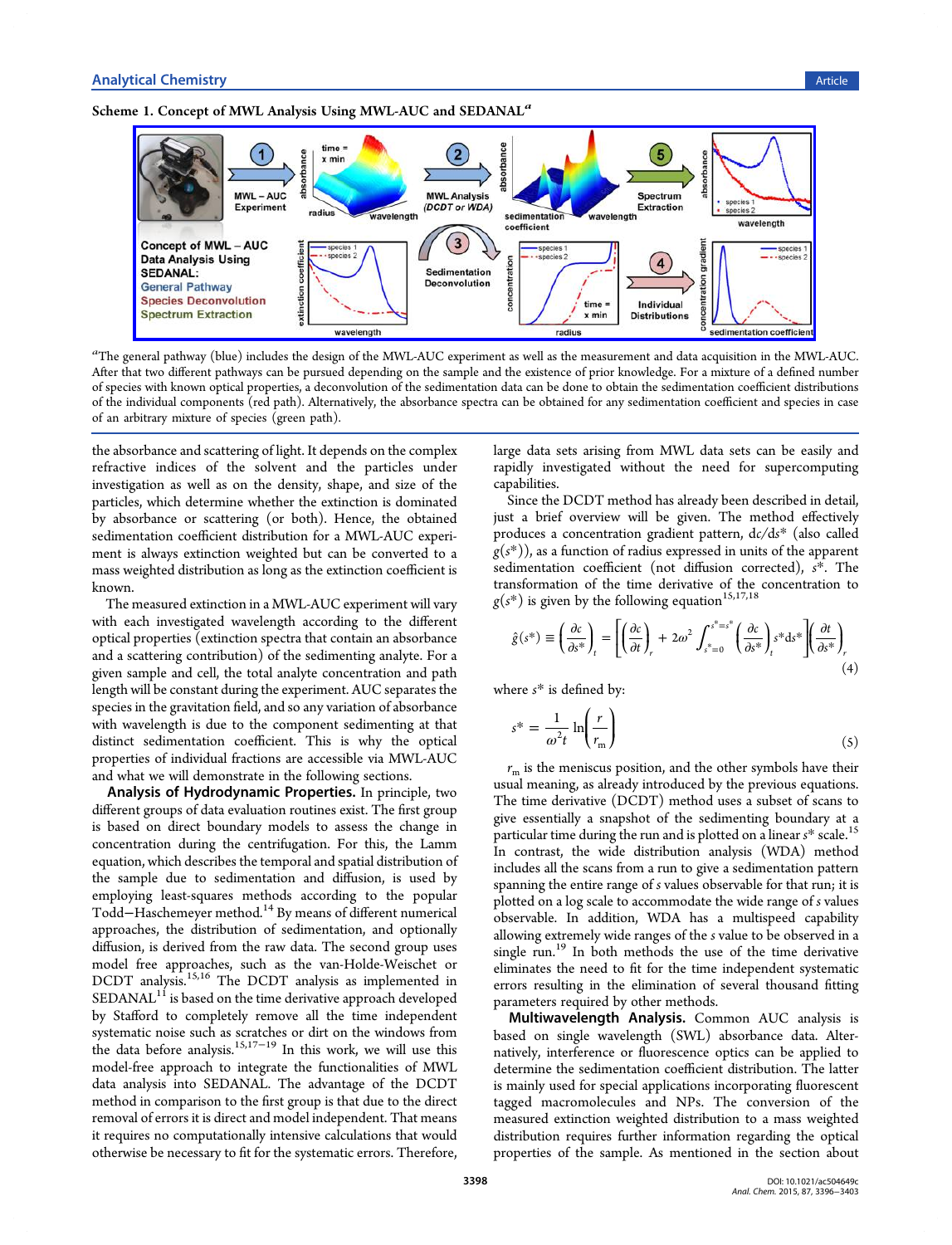**Scheme 1. Concept of MWL Analysis Using MWL-AUC and SEDANAL**[a]

[a]The general pathway (blue) includes the design of the MWL-AUC experiment as well as the measurement and data acquisition in the MWL-AUC. After that two different pathways can be pursued depending on the sample and the existence of prior knowledge. For a mixture of a defined number of species with known optical properties, a deconvolution of the sedimentation data can be done to obtain the sedimentation coefficient distributions of the individual components (red path). Alternatively, the absorbance spectra can be obtained for any sedimentation coefficient and species in case of an arbitrary mixture of species (green path).

the absorbance and scattering of light. It depends on the complex refractive indices of the solvent and the particles under investigation as well as on the density, shape, and size of the particles, which determine whether the extinction is dominated by absorbance or scattering (or both). Hence, the obtained sedimentation coefficient distribution for a MWL-AUC experiment is always extinction weighted but can be converted to a mass weighted distribution as long as the extinction coefficient is known.

The measured extinction in a MWL-AUC experiment will vary with each investigated wavelength according to the different optical properties (extinction spectra that contain an absorbance and a scattering contribution) of the sedimenting analyte. For a given sample and cell, the total analyte concentration and path length will be constant during the experiment. AUC separates the species in the gravitation field, and so any variation of absorbance with wavelength is due to the component sedimenting at that distinct sedimentation coefficient. This is why the optical properties of individual fractions are accessible via MWL-AUC and what we will demonstrate in the following sections.

**Analysis of Hydrodynamic Properties.** In principle, two different groups of data evaluation routines exist. The first group is based on direct boundary models to assess the change in concentration during the centrifugation. For this, the Lamm equation, which describes the temporal and spatial distribution of the sample due to sedimentation and diffusion, is used by employing least-squares methods according to the popular Todd–Haschemeyer method.[14] By means of different numerical approaches, the distribution of sedimentation, and optionally diffusion, is derived from the raw data. The second group uses model free approaches, such as the van-Holde-Weischet or DCDT analysis.[15,16] The DCDT analysis as implemented in SEDANAL[11] is based on the time derivative approach developed by Stafford to completely remove all the time independent systematic noise such as scratches or dirt on the windows from the data before analysis.[15,17–19] In this work, we will use this model-free approach to integrate the functionalities of MWL data analysis into SEDANAL. The advantage of the DCDT method in comparison to the first group is that due to the direct removal of errors it is direct and model independent. That means it requires no computationally intensive calculations that would otherwise be necessary to fit for the systematic errors. Therefore, large data sets arising from MWL data sets can be easily and rapidly investigated without the need for supercomputing capabilities.

Since the DCDT method has already been described in detail, just a brief overview will be given. The method effectively produces a concentration gradient pattern, $dc/ds^*$ (also called $g(s^*)$), as a function of radius expressed in units of the apparent sedimentation coefficient (not diffusion corrected), $s^*$. The transformation of the time derivative of the concentration to $g(s^*)$ is given by the following equation[15,17,18]

$$\hat{g}(s^*) \equiv \left(\frac{\partial c}{\partial s^*}\right)_t = \left[\left(\frac{\partial c}{\partial t}\right)_r + 2\omega^2 \int_{s^*=0}^{s^*=s^*} \left(\frac{\partial c}{\partial s^*}\right)_t s^* \mathrm{d}s^*\right]\left(\frac{\partial t}{\partial s^*}\right)_r \tag{4}$$

where $s^*$ is defined by:

$$s^* = \frac{1}{\omega^2 t} \ln\left(\frac{r}{r_m}\right) \tag{5}$$

$r_m$ is the meniscus position, and the other symbols have their usual meaning, as already introduced by the previous equations. The time derivative (DCDT) method uses a subset of scans to give essentially a snapshot of the sedimenting boundary at a particular time during the run and is plotted on a linear $s^*$ scale.[15] In contrast, the wide distribution analysis (WDA) method includes all the scans from a run to give a sedimentation pattern spanning the entire range of $s$ values observable for that run; it is plotted on a log scale to accommodate the wide range of $s$ values observable. In addition, WDA has a multispeed capability allowing extremely wide ranges of the $s$ value to be observed in a single run.[19] In both methods the use of the time derivative eliminates the need to fit for the time independent systematic errors resulting in the elimination of several thousand fitting parameters required by other methods.

**Multiwavelength Analysis.** Common AUC analysis is based on single wavelength (SWL) absorbance data. Alternatively, interference or fluorescence optics can be applied to determine the sedimentation coefficient distribution. The latter is mainly used for special applications incorporating fluorescent tagged macromolecules and NPs. The conversion of the measured extinction weighted distribution to a mass weighted distribution requires further information regarding the optical properties of the sample. As mentioned in the section about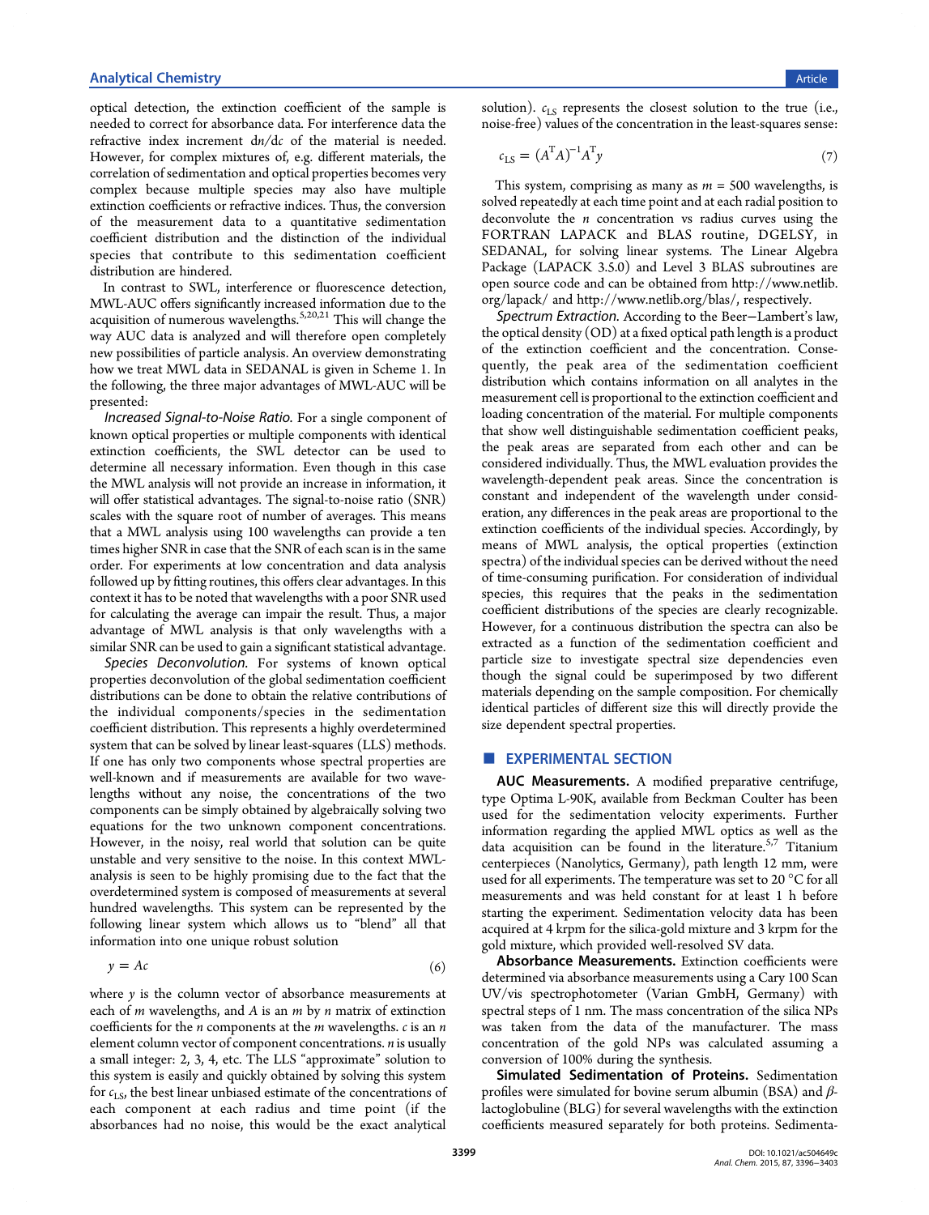optical detection, the extinction coefficient of the sample is needed to correct for absorbance data. For interference data the refractive index increment $dn/dc$ of the material is needed. However, for complex mixtures of, e.g. different materials, the correlation of sedimentation and optical properties becomes very complex because multiple species may also have multiple extinction coefficients or refractive indices. Thus, the conversion of the measurement data to a quantitative sedimentation coefficient distribution and the distinction of the individual species that contribute to this sedimentation coefficient distribution are hindered.

In contrast to SWL, interference or fluorescence detection, MWL-AUC offers significantly increased information due to the acquisition of numerous wavelengths.[5,20,21] This will change the way AUC data is analyzed and will therefore open completely new possibilities of particle analysis. An overview demonstrating how we treat MWL data in SEDANAL is given in Scheme 1. In the following, the three major advantages of MWL-AUC will be presented:

*Increased Signal-to-Noise Ratio.* For a single component of known optical properties or multiple components with identical extinction coefficients, the SWL detector can be used to determine all necessary information. Even though in this case the MWL analysis will not provide an increase in information, it will offer statistical advantages. The signal-to-noise ratio (SNR) scales with the square root of number of averages. This means that a MWL analysis using 100 wavelengths can provide a ten times higher SNR in case that the SNR of each scan is in the same order. For experiments at low concentration and data analysis followed up by fitting routines, this offers clear advantages. In this context it has to be noted that wavelengths with a poor SNR used for calculating the average can impair the result. Thus, a major advantage of MWL analysis is that only wavelengths with a similar SNR can be used to gain a significant statistical advantage.

*Species Deconvolution.* For systems of known optical properties deconvolution of the global sedimentation coefficient distributions can be done to obtain the relative contributions of the individual components/species in the sedimentation coefficient distribution. This represents a highly overdetermined system that can be solved by linear least-squares (LLS) methods. If one has only two components whose spectral properties are well-known and if measurements are available for two wavelengths without any noise, the concentrations of the two components can be simply obtained by algebraically solving two equations for the two unknown component concentrations. However, in the noisy, real world that solution can be quite unstable and very sensitive to the noise. In this context MWL-analysis is seen to be highly promising due to the fact that the overdetermined system is composed of measurements at several hundred wavelengths. This system can be represented by the following linear system which allows us to "blend" all that information into one unique robust solution

$$y = Ac \tag{6}$$

where $y$ is the column vector of absorbance measurements at each of $m$ wavelengths, and $A$ is an $m$ by $n$ matrix of extinction coefficients for the $n$ components at the $m$ wavelengths. $c$ is an $n$ element column vector of component concentrations. $n$ is usually a small integer: 2, 3, 4, etc. The LLS "approximate" solution to this system is easily and quickly obtained by solving this system for $c_{LS}$, the best linear unbiased estimate of the concentrations of each component at each radius and time point (if the absorbances had no noise, this would be the exact analytical solution). $c_{LS}$ represents the closest solution to the true (i.e., noise-free) values of the concentration in the least-squares sense:

$$c_{LS} = (A^T A)^{-1} A^T y \tag{7}$$

This system, comprising as many as $m = 500$ wavelengths, is solved repeatedly at each time point and at each radial position to deconvolute the $n$ concentration vs radius curves using the FORTRAN LAPACK and BLAS routine, DGELSY, in SEDANAL, for solving linear systems. The Linear Algebra Package (LAPACK 3.5.0) and Level 3 BLAS subroutines are open source code and can be obtained from http://www.netlib.org/lapack/ and http://www.netlib.org/blas/, respectively.

*Spectrum Extraction.* According to the Beer–Lambert's law, the optical density (OD) at a fixed optical path length is a product of the extinction coefficient and the concentration. Consequently, the peak area of the sedimentation coefficient distribution which contains information on all analytes in the measurement cell is proportional to the extinction coefficient and loading concentration of the material. For multiple components that show well distinguishable sedimentation coefficient peaks, the peak areas are separated from each other and can be considered individually. Thus, the MWL evaluation provides the wavelength-dependent peak areas. Since the concentration is constant and independent of the wavelength under consideration, any differences in the peak areas are proportional to the extinction coefficients of the individual species. Accordingly, by means of MWL analysis, the optical properties (extinction spectra) of the individual species can be derived without the need of time-consuming purification. For consideration of individual species, this requires that the peaks in the sedimentation coefficient distributions of the species are clearly recognizable. However, for a continuous distribution the spectra can also be extracted as a function of the sedimentation coefficient and particle size to investigate spectral size dependencies even though the signal could be superimposed by two different materials depending on the sample composition. For chemically identical particles of different size this will directly provide the size dependent spectral properties.

## EXPERIMENTAL SECTION

**AUC Measurements.** A modified preparative centrifuge, type Optima L-90K, available from Beckman Coulter has been used for the sedimentation velocity experiments. Further information regarding the applied MWL optics as well as the data acquisition can be found in the literature.[5,7] Titanium centerpieces (Nanolytics, Germany), path length 12 mm, were used for all experiments. The temperature was set to 20 °C for all measurements and was held constant for at least 1 h before starting the experiment. Sedimentation velocity data has been acquired at 4 krpm for the silica-gold mixture and 3 krpm for the gold mixture, which provided well-resolved SV data.

**Absorbance Measurements.** Extinction coefficients were determined via absorbance measurements using a Cary 100 Scan UV/vis spectrophotometer (Varian GmbH, Germany) with spectral steps of 1 nm. The mass concentration of the silica NPs was taken from the data of the manufacturer. The mass concentration of the gold NPs was calculated assuming a conversion of 100% during the synthesis.

**Simulated Sedimentation of Proteins.** Sedimentation profiles were simulated for bovine serum albumin (BSA) and $\beta$-lactoglobuline (BLG) for several wavelengths with the extinction coefficients measured separately for both proteins. Sedimenta-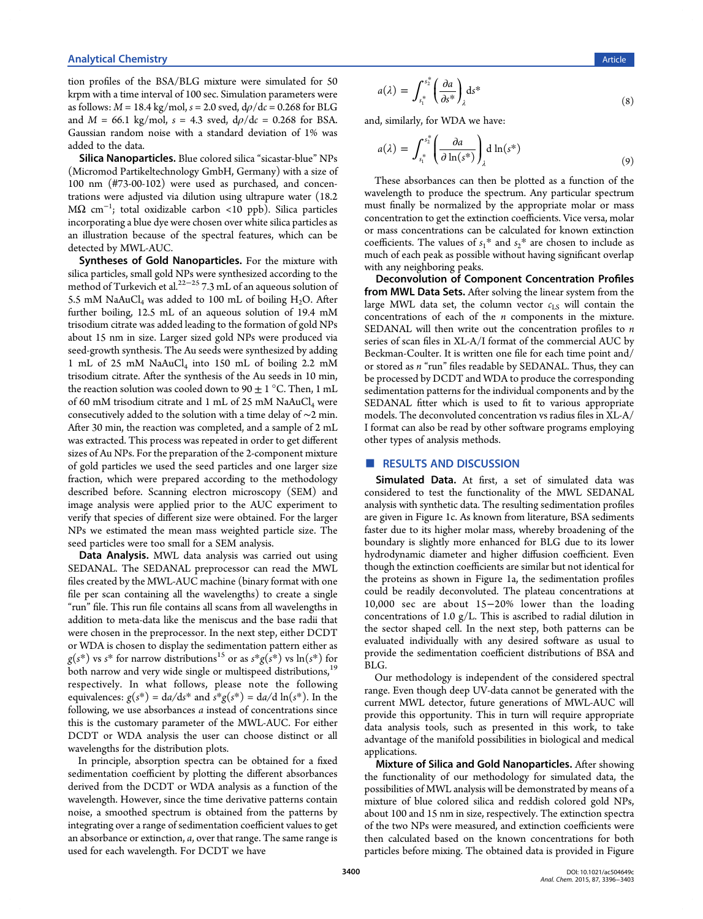tion profiles of the BSA/BLG mixture were simulated for 50 krpm with a time interval of 100 sec. Simulation parameters were as follows: $M = 18.4$ kg/mol, $s = 2.0$ sved, $d\rho/dc = 0.268$ for BLG and $M = 66.1$ kg/mol, $s = 4.3$ sved, $d\rho/dc = 0.268$ for BSA. Gaussian random noise with a standard deviation of 1% was added to the data.

**Silica Nanoparticles.** Blue colored silica "sicastar-blue" NPs (Micromod Partikeltechnology GmbH, Germany) with a size of 100 nm (#73-00-102) were used as purchased, and concentrations were adjusted via dilution using ultrapure water (18.2 MΩ $cm^{-1}$; total oxidizable carbon <10 ppb). Silica particles incorporating a blue dye were chosen over white silica particles as an illustration because of the spectral features, which can be detected by MWL-AUC.

**Syntheses of Gold Nanoparticles.** For the mixture with silica particles, small gold NPs were synthesized according to the method of Turkevich et al.[22−25] 7.3 mL of an aqueous solution of 5.5 mM $NaAuCl_4$ was added to 100 mL of boiling $H_2O$. After further boiling, 12.5 mL of an aqueous solution of 19.4 mM trisodium citrate was added leading to the formation of gold NPs about 15 nm in size. Larger sized gold NPs were produced via seed-growth synthesis. The Au seeds were synthesized by adding 1 mL of 25 mM $NaAuCl_4$ into 150 mL of boiling 2.2 mM trisodium citrate. After the synthesis of the Au seeds in 10 min, the reaction solution was cooled down to 90 ± 1 °C. Then, 1 mL of 60 mM trisodium citrate and 1 mL of 25 mM $NaAuCl_4$ were consecutively added to the solution with a time delay of ~2 min. After 30 min, the reaction was completed, and a sample of 2 mL was extracted. This process was repeated in order to get different sizes of Au NPs. For the preparation of the 2-component mixture of gold particles we used the seed particles and one larger size fraction, which were prepared according to the methodology described before. Scanning electron microscopy (SEM) and image analysis were applied prior to the AUC experiment to verify that species of different size were obtained. For the larger NPs we estimated the mean mass weighted particle size. The seed particles were too small for a SEM analysis.

**Data Analysis.** MWL data analysis was carried out using SEDANAL. The SEDANAL preprocessor can read the MWL files created by the MWL-AUC machine (binary format with one file per scan containing all the wavelengths) to create a single "run" file. This run file contains all scans from all wavelengths in addition to meta-data like the meniscus and the base radii that were chosen in the preprocessor. In the next step, either DCDT or WDA is chosen to display the sedimentation pattern either as $g(s^*)$ vs $s^*$ for narrow distributions[15] or as $s^*g(s^*)$ vs $\ln(s^*)$ for both narrow and very wide single or multispeed distributions,[19] respectively. In what follows, please note the following equivalences: $g(s^*) = da/ds^*$ and $s^*g(s^*) = da/d\ln(s^*)$. In the following, we use absorbances $a$ instead of concentrations since this is the customary parameter of the MWL-AUC. For either DCDT or WDA analysis the user can choose distinct or all wavelengths for the distribution plots.

In principle, absorption spectra can be obtained for a fixed sedimentation coefficient by plotting the different absorbances derived from the DCDT or WDA analysis as a function of the wavelength. However, since the time derivative patterns contain noise, a smoothed spectrum is obtained from the patterns by integrating over a range of sedimentation coefficient values to get an absorbance or extinction, $a$, over that range. The same range is used for each wavelength. For DCDT we have

$$a(\lambda) = \int_{s_1^*}^{s_2^*} \left(\frac{\partial a}{\partial s^*}\right)_\lambda ds^* \tag{8}$$

and, similarly, for WDA we have:

$$a(\lambda) = \int_{s_1^*}^{s_2^*} \left(\frac{\partial a}{\partial \ln(s^*)}\right)_\lambda d\ln(s^*) \tag{9}$$

These absorbances can then be plotted as a function of the wavelength to produce the spectrum. Any particular spectrum must finally be normalized by the appropriate molar or mass concentration to get the extinction coefficients. Vice versa, molar or mass concentrations can be calculated for known extinction coefficients. The values of $s_1^*$ and $s_2^*$ are chosen to include as much of each peak as possible without having significant overlap with any neighboring peaks.

**Deconvolution of Component Concentration Profiles from MWL Data Sets.** After solving the linear system from the large MWL data set, the column vector $c_{LS}$ will contain the concentrations of each of the $n$ components in the mixture. SEDANAL will then write out the concentration profiles to $n$ series of scan files in XL-A/I format of the commercial AUC by Beckman-Coulter. It is written one file for each time point and/or stored as $n$ "run" files readable by SEDANAL. Thus, they can be processed by DCDT and WDA to produce the corresponding sedimentation patterns for the individual components and by the SEDANAL fitter which is used to fit to various appropriate models. The deconvoluted concentration vs radius files in XL-A/I format can also be read by other software programs employing other types of analysis methods.

## RESULTS AND DISCUSSION

**Simulated Data.** At first, a set of simulated data was considered to test the functionality of the MWL SEDANAL analysis with synthetic data. The resulting sedimentation profiles are given in Figure 1c. As known from literature, BSA sediments faster due to its higher molar mass, whereby broadening of the boundary is slightly more enhanced for BLG due to its lower hydrodynamic diameter and higher diffusion coefficient. Even though the extinction coefficients are similar but not identical for the proteins as shown in Figure 1a, the sedimentation profiles could be readily deconvoluted. The plateau concentrations at 10,000 sec are about 15−20% lower than the loading concentrations of 1.0 g/L. This is ascribed to radial dilution in the sector shaped cell. In the next step, both patterns can be evaluated individually with any desired software as usual to provide the sedimentation coefficient distributions of BSA and BLG.

Our methodology is independent of the considered spectral range. Even though deep UV-data cannot be generated with the current MWL detector, future generations of MWL-AUC will provide this opportunity. This in turn will require appropriate data analysis tools, such as presented in this work, to take advantage of the manifold possibilities in biological and medical applications.

**Mixture of Silica and Gold Nanoparticles.** After showing the functionality of our methodology for simulated data, the possibilities of MWL analysis will be demonstrated by means of a mixture of blue colored silica and reddish colored gold NPs, about 100 and 15 nm in size, respectively. The extinction spectra of the two NPs were measured, and extinction coefficients were then calculated based on the known concentrations for both particles before mixing. The obtained data is provided in Figure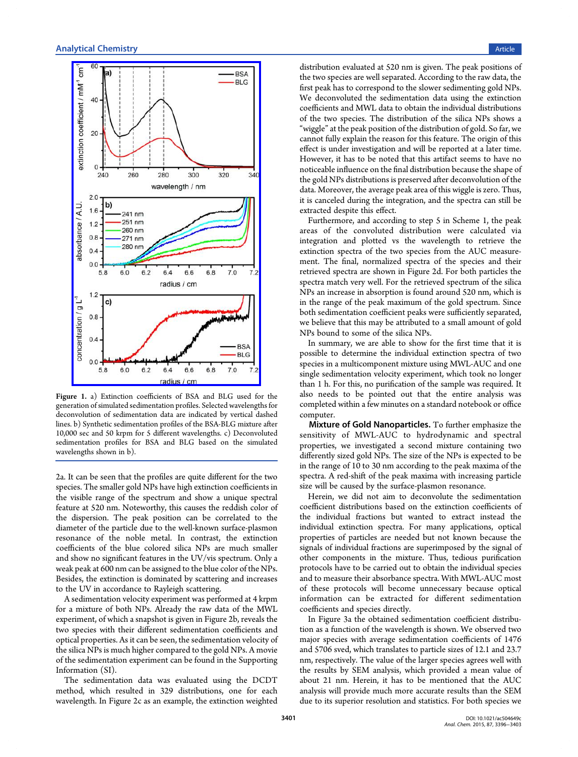a)

60

40

20

0

extinction coefficient / mM$^{-1}$ cm$^{-1}$

240 260 280 300 320 340

wavelength / nm

BSA

BLG

b)

2.0

1.6

1.2

0.8

0.4

0.0

absorbance / A.U.

241 nm

251 nm

260 nm

271 nm

280 nm

5.8 6.0 6.2 6.4 6.6 6.8 7.0 7.2

radius / cm

c)

1.2

0.8

0.4

0.0

concentration / g L$^{-1}$

BSA

BLG

5.8 6.0 6.2 6.4 6.6 6.8 7.0 7.2

radius / cm

**Figure 1.** a) Extinction coefficients of BSA and BLG used for the generation of simulated sedimentation profiles. Selected wavelengths for deconvolution of sedimentation data are indicated by vertical dashed lines. b) Synthetic sedimentation profiles of the BSA-BLG mixture after 10,000 sec and 50 krpm for 5 different wavelengths. c) Deconvoluted sedimentation profiles for BSA and BLG based on the simulated wavelengths shown in b).

2a. It can be seen that the profiles are quite different for the two species. The smaller gold NPs have high extinction coefficients in the visible range of the spectrum and show a unique spectral feature at 520 nm. Noteworthy, this causes the reddish color of the dispersion. The peak position can be correlated to the diameter of the particle due to the well-known surface-plasmon resonance of the noble metal. In contrast, the extinction coefficients of the blue colored silica NPs are much smaller and show no significant features in the UV/vis spectrum. Only a weak peak at 600 nm can be assigned to the blue color of the NPs. Besides, the extinction is dominated by scattering and increases to the UV in accordance to Rayleigh scattering.

A sedimentation velocity experiment was performed at 4 krpm for a mixture of both NPs. Already the raw data of the MWL experiment, of which a snapshot is given in Figure 2b, reveals the two species with their different sedimentation coefficients and optical properties. As it can be seen, the sedimentation velocity of the silica NPs is much higher compared to the gold NPs. A movie of the sedimentation experiment can be found in the Supporting Information (SI).

The sedimentation data was evaluated using the DCDT method, which resulted in 329 distributions, one for each wavelength. In Figure 2c as an example, the extinction weighted distribution evaluated at 520 nm is given. The peak positions of the two species are well separated. According to the raw data, the first peak has to correspond to the slower sedimenting gold NPs. We deconvoluted the sedimentation data using the extinction coefficients and MWL data to obtain the individual distributions of the two species. The distribution of the silica NPs shows a "wiggle" at the peak position of the distribution of gold. So far, we cannot fully explain the reason for this feature. The origin of this effect is under investigation and will be reported at a later time. However, it has to be noted that this artifact seems to have no noticeable influence on the final distribution because the shape of the gold NPs distributions is preserved after deconvolution of the data. Moreover, the average peak area of this wiggle is zero. Thus, it is canceled during the integration, and the spectra can still be extracted despite this effect.

Furthermore, and according to step 5 in Scheme 1, the peak areas of the convoluted distribution were calculated via integration and plotted vs the wavelength to retrieve the extinction spectra of the two species from the AUC measurement. The final, normalized spectra of the species and their retrieved spectra are shown in Figure 2d. For both particles the spectra match very well. For the retrieved spectrum of the silica NPs an increase in absorption is found around 520 nm, which is in the range of the peak maximum of the gold spectrum. Since both sedimentation coefficient peaks were sufficiently separated, we believe that this may be attributed to a small amount of gold NPs bound to some of the silica NPs.

In summary, we are able to show for the first time that it is possible to determine the individual extinction spectra of two species in a multicomponent mixture using MWL-AUC and one single sedimentation velocity experiment, which took no longer than 1 h. For this, no purification of the sample was required. It also needs to be pointed out that the entire analysis was completed within a few minutes on a standard notebook or office computer.

**Mixture of Gold Nanoparticles.** To further emphasize the sensitivity of MWL-AUC to hydrodynamic and spectral properties, we investigated a second mixture containing two differently sized gold NPs. The size of the NPs is expected to be in the range of 10 to 30 nm according to the peak maxima of the spectra. A red-shift of the peak maxima with increasing particle size will be caused by the surface-plasmon resonance.

Herein, we did not aim to deconvolute the sedimentation coefficient distributions based on the extinction coefficients of the individual fractions but wanted to extract instead the individual extinction spectra. For many applications, optical properties of particles are needed but not known because the signals of individual fractions are superimposed by the signal of other components in the mixture. Thus, tedious purification protocols have to be carried out to obtain the individual species and to measure their absorbance spectra. With MWL-AUC most of these protocols will become unnecessary because optical information can be extracted for different sedimentation coefficients and species directly.

In Figure 3a the obtained sedimentation coefficient distribution as a function of the wavelength is shown. We observed two major species with average sedimentation coefficients of 1476 and 5706 sved, which translates to particle sizes of 12.1 and 23.7 nm, respectively. The value of the larger species agrees well with the results by SEM analysis, which provided a mean value of about 21 nm. Herein, it has to be mentioned that the AUC analysis will provide much more accurate results than the SEM due to its superior resolution and statistics. For both species we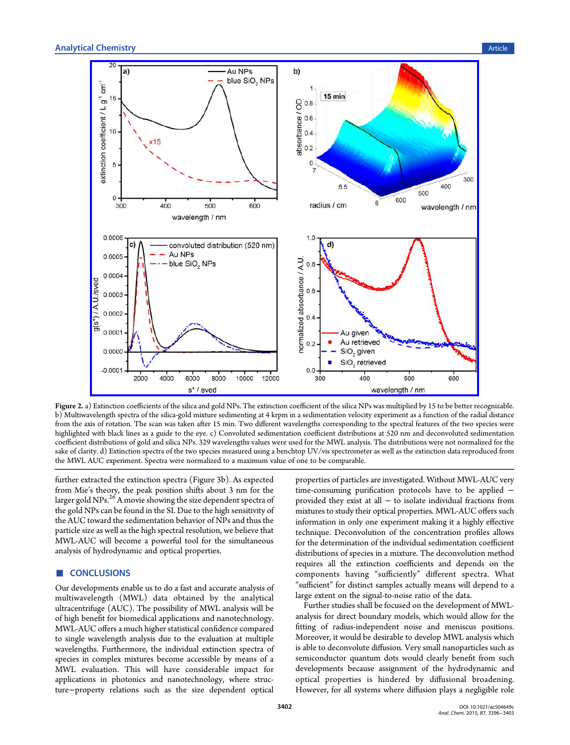a)

extinction coefficient / L g$^{-1}$ cm$^{-1}$

Au NPs

blue $SiO_2$ NPs

x15

wavelength / nm

b)

15 min

absorbance / OD

radius / cm

wavelength / nm

c)

g(s*) / A.U./sved

convoluted distribution (520 nm)

Au NPs

blue $SiO_2$ NPs

s* / sved

d)

normalized absorbance / A.U.

Au given

Au retrieved

$SiO_2$ given

$SiO_2$ retrieved

wavelength / nm

**Figure 2.** a) Extinction coefficients of the silica and gold NPs. The extinction coefficient of the silica NPs was multiplied by 15 to be better recognizable. b) Multiwavelength spectra of the silica-gold mixture sedimenting at 4 krpm in a sedimentation velocity experiment as a function of the radial distance from the axis of rotation. The scan was taken after 15 min. Two different wavelengths corresponding to the spectral features of the two species were highlighted with black lines as a guide to the eye. c) Convoluted sedimentation coefficient distributions at 520 nm and deconvoluted sedimentation coefficient distributions of gold and silica NPs. 329 wavelengths values were used for the MWL analysis. The distributions were not normalized for the sake of clarity. d) Extinction spectra of the two species measured using a benchtop UV/vis spectrometer as well as the extinction data reproduced from the MWL AUC experiment. Spectra were normalized to a maximum value of one to be comparable.

further extracted the extinction spectra (Figure 3b). As expected from Mie's theory, the peak position shifts about 3 nm for the larger gold NPs.[26] A movie showing the size dependent spectra of the gold NPs can be found in the SI. Due to the high sensitivity of the AUC toward the sedimentation behavior of NPs and thus the particle size as well as the high spectral resolution, we believe that MWL-AUC will become a powerful tool for the simultaneous analysis of hydrodynamic and optical properties.

## ■ CONCLUSIONS

Our developments enable us to do a fast and accurate analysis of multiwavelength (MWL) data obtained by the analytical ultracentrifuge (AUC). The possibility of MWL analysis will be of high benefit for biomedical applications and nanotechnology. MWL-AUC offers a much higher statistical confidence compared to single wavelength analysis due to the evaluation at multiple wavelengths. Furthermore, the individual extinction spectra of species in complex mixtures become accessible by means of a MWL evaluation. This will have considerable impact for applications in photonics and nanotechnology, where structure−property relations such as the size dependent optical properties of particles are investigated. Without MWL-AUC very time-consuming purification protocols have to be applied − provided they exist at all − to isolate individual fractions from mixtures to study their optical properties. MWL-AUC offers such information in only one experiment making it a highly effective technique. Deconvolution of the concentration profiles allows for the determination of the individual sedimentation coefficient distributions of species in a mixture. The deconvolution method requires all the extinction coefficients and depends on the components having "sufficiently" different spectra. What "sufficient" for distinct samples actually means will depend to a large extent on the signal-to-noise ratio of the data.

Further studies shall be focused on the development of MWL-analysis for direct boundary models, which would allow for the fitting of radius-independent noise and meniscus positions. Moreover, it would be desirable to develop MWL analysis which is able to deconvolute diffusion. Very small nanoparticles such as semiconductor quantum dots would clearly benefit from such developments because assignment of the hydrodynamic and optical properties is hindered by diffusional broadening. However, for all systems where diffusion plays a negligible role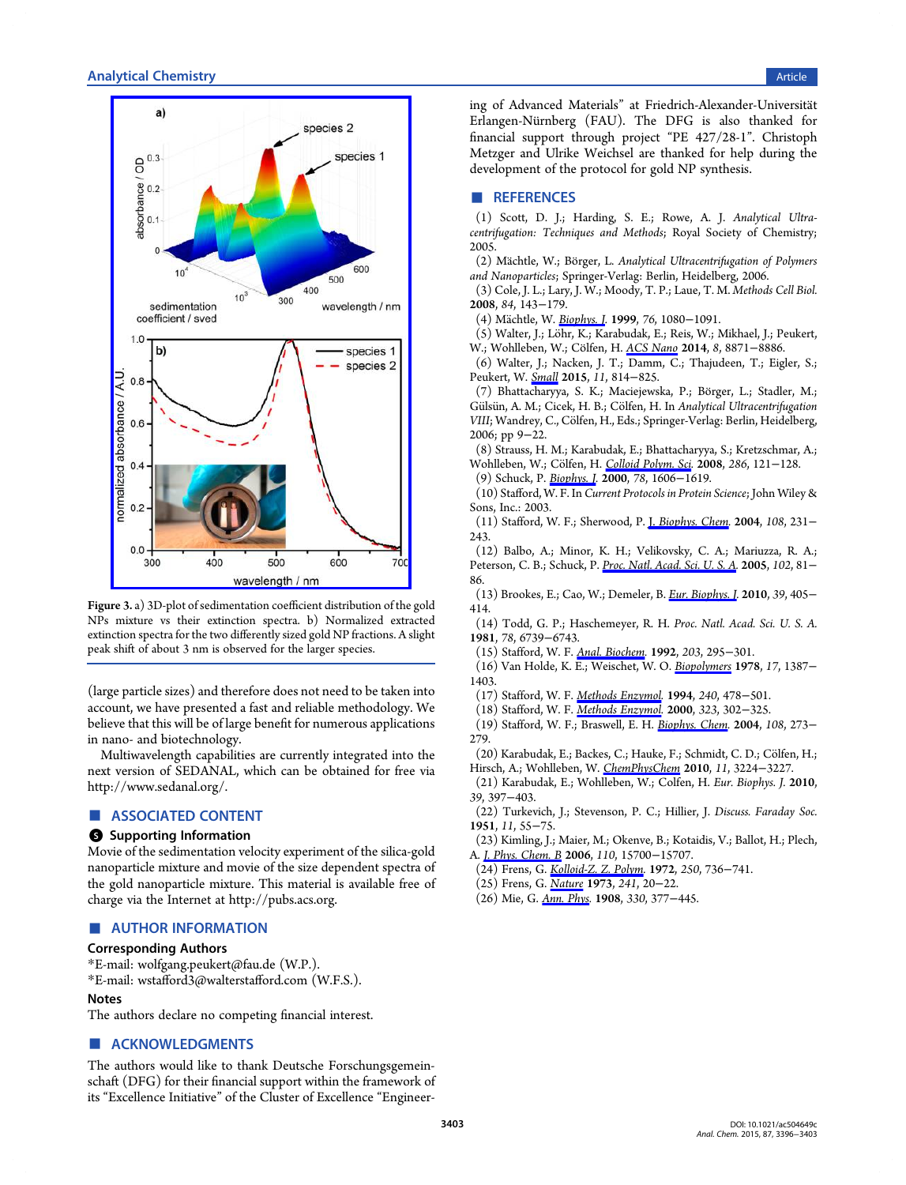a)

species 2

species 1

absorbance / OD

0.3

0.2

0.1

0

$10^4$

$10^3$

sedimentation coefficient / sved

300

400

500

600

wavelength / nm

b)

species 1

species 2

normalized absorbance / A.U.

1.0

0.8

0.6

0.4

0.2

0.0

300

400

500

600

700

wavelength / nm

**Figure 3.** a) 3D-plot of sedimentation coefficient distribution of the gold NPs mixture vs their extinction spectra. b) Normalized extracted extinction spectra for the two differently sized gold NP fractions. A slight peak shift of about 3 nm is observed for the larger species.

(large particle sizes) and therefore does not need to be taken into account, we have presented a fast and reliable methodology. We believe that this will be of large benefit for numerous applications in nano- and biotechnology.

Multiwavelength capabilities are currently integrated into the next version of SEDANAL, which can be obtained for free via http://www.sedanal.org/.

## ASSOCIATED CONTENT

### Supporting Information

Movie of the sedimentation velocity experiment of the silica-gold nanoparticle mixture and movie of the size dependent spectra of the gold nanoparticle mixture. This material is available free of charge via the Internet at http://pubs.acs.org.

## AUTHOR INFORMATION

### Corresponding Authors

*E-mail: wolfgang.peukert@fau.de (W.P.).

*E-mail: wstafford3@walterstafford.com (W.F.S.).

### Notes

The authors declare no competing financial interest.

## ACKNOWLEDGMENTS

The authors would like to thank Deutsche Forschungsgemeinschaft (DFG) for their financial support within the framework of its "Excellence Initiative" of the Cluster of Excellence "Engineering of Advanced Materials" at Friedrich-Alexander-Universität Erlangen-Nürnberg (FAU). The DFG is also thanked for financial support through project "PE 427/28-1". Christoph Metzger and Ulrike Weichsel are thanked for help during the development of the protocol for gold NP synthesis.

## REFERENCES

(1) Scott, D. J.; Harding, S. E.; Rowe, A. J. *Analytical Ultracentrifugation: Techniques and Methods*; Royal Society of Chemistry; 2005.

(2) Mächtle, W.; Börger, L. *Analytical Ultracentrifugation of Polymers and Nanoparticles*; Springer-Verlag: Berlin, Heidelberg, 2006.

(3) Cole, J. L.; Lary, J. W.; Moody, T. P.; Laue, T. M. *Methods Cell Biol.* **2008**, *84*, 143−179.

(4) Mächtle, W. *Biophys. J.* **1999**, *76*, 1080−1091.

(5) Walter, J.; Löhr, K.; Karabudak, E.; Reis, W.; Mikhael, J.; Peukert, W.; Wohlleben, W.; Cölfen, H. *ACS Nano* **2014**, *8*, 8871−8886.

(6) Walter, J.; Nacken, T. J.; Damm, C.; Thajudeen, T.; Eigler, S.; Peukert, W. *Small* **2015**, *11*, 814−825.

(7) Bhattacharyya, S. K.; Maciejewska, P.; Börger, L.; Stadler, M.; Gülsün, A. M.; Cicek, H. B.; Cölfen, H. In *Analytical Ultracentrifugation VIII*; Wandrey, C., Cölfen, H., Eds.; Springer-Verlag: Berlin, Heidelberg, 2006; pp 9−22.

(8) Strauss, H. M.; Karabudak, E.; Bhattacharyya, S.; Kretzschmar, A.; Wohlleben, W.; Cölfen, H. *Colloid Polym. Sci.* **2008**, *286*, 121−128.

(9) Schuck, P. *Biophys. J.* **2000**, *78*, 1606−1619.

(10) Stafford, W. F. In *Current Protocols in Protein Science*; John Wiley & Sons, Inc.: 2003.

(11) Stafford, W. F.; Sherwood, P. *J. Biophys. Chem.* **2004**, *108*, 231−243.

(12) Balbo, A.; Minor, K. H.; Velikovsky, C. A.; Mariuzza, R. A.; Peterson, C. B.; Schuck, P. *Proc. Natl. Acad. Sci. U. S. A.* **2005**, *102*, 81−86.

(13) Brookes, E.; Cao, W.; Demeler, B. *Eur. Biophys. J.* **2010**, *39*, 405−414.

(14) Todd, G. P.; Haschemeyer, R. H. *Proc. Natl. Acad. Sci. U. S. A.* **1981**, *78*, 6739−6743.

(15) Stafford, W. F. *Anal. Biochem.* **1992**, *203*, 295−301.

(16) Van Holde, K. E.; Weischet, W. O. *Biopolymers* **1978**, *17*, 1387−1403.

(17) Stafford, W. F. *Methods Enzymol.* **1994**, *240*, 478−501.

(18) Stafford, W. F. *Methods Enzymol.* **2000**, *323*, 302−325.

(19) Stafford, W. F.; Braswell, E. H. *Biophys. Chem.* **2004**, *108*, 273−279.

(20) Karabudak, E.; Backes, C.; Hauke, F.; Schmidt, C. D.; Cölfen, H.; Hirsch, A.; Wohlleben, W. *ChemPhysChem* **2010**, *11*, 3224−3227.

(21) Karabudak, E.; Wohlleben, W.; Colfen, H. *Eur. Biophys. J.* **2010**, *39*, 397−403.

(22) Turkevich, J.; Stevenson, P. C.; Hillier, J. *Discuss. Faraday Soc.* **1951**, *11*, 55−75.

(23) Kimling, J.; Maier, M.; Okenve, B.; Kotaidis, V.; Ballot, H.; Plech, A. *J. Phys. Chem. B* **2006**, *110*, 15700−15707.

(24) Frens, G. *Kolloid-Z. Z. Polym.* **1972**, *250*, 736−741.

(25) Frens, G. *Nature* **1973**, *241*, 20−22.

(26) Mie, G. *Ann. Phys.* **1908**, *330*, 377−445.